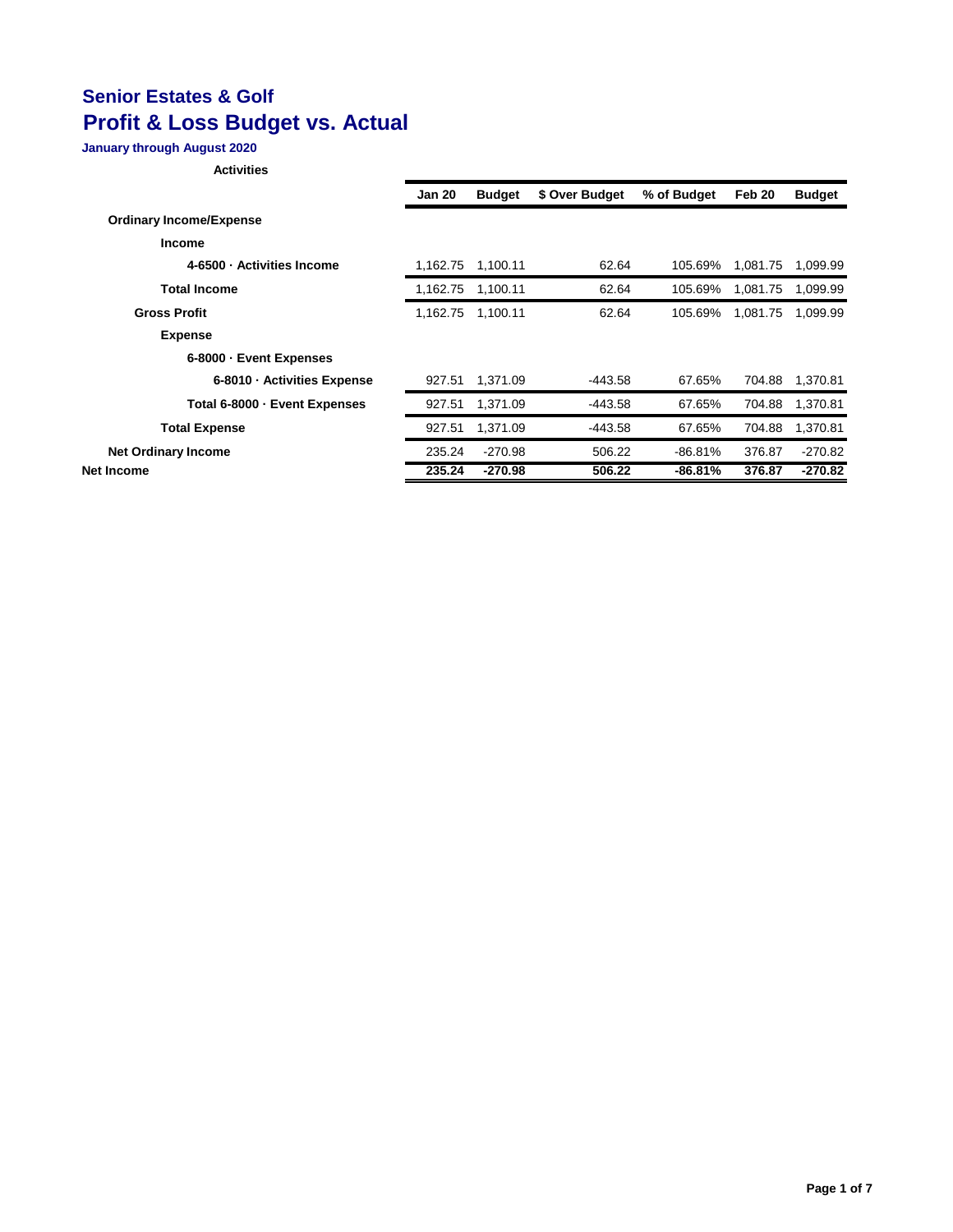# Senior Estates & Golf

## Profit & Loss Budget vs. Actual

**January through August 2020**

**Activities**

| | Jan 20 | Budget | $ Over Budget | % of Budget | Feb 20 | Budget |
|---|---|---|---|---|---|---|
| **Ordinary Income/Expense** | | | | | | |
| **Income** | | | | | | |
| **4-6500 · Activities Income** | 1,162.75 | 1,100.11 | 62.64 | 105.69% | 1,081.75 | 1,099.99 |
| **Total Income** | 1,162.75 | 1,100.11 | 62.64 | 105.69% | 1,081.75 | 1,099.99 |
| **Gross Profit** | 1,162.75 | 1,100.11 | 62.64 | 105.69% | 1,081.75 | 1,099.99 |
| **Expense** | | | | | | |
| **6-8000 · Event Expenses** | | | | | | |
| **6-8010 · Activities Expense** | 927.51 | 1,371.09 | -443.58 | 67.65% | 704.88 | 1,370.81 |
| **Total 6-8000 · Event Expenses** | 927.51 | 1,371.09 | -443.58 | 67.65% | 704.88 | 1,370.81 |
| **Total Expense** | 927.51 | 1,371.09 | -443.58 | 67.65% | 704.88 | 1,370.81 |
| **Net Ordinary Income** | 235.24 | -270.98 | 506.22 | -86.81% | 376.87 | -270.82 |
| **Net Income** | **235.24** | **-270.98** | **506.22** | **-86.81%** | **376.87** | **-270.82** |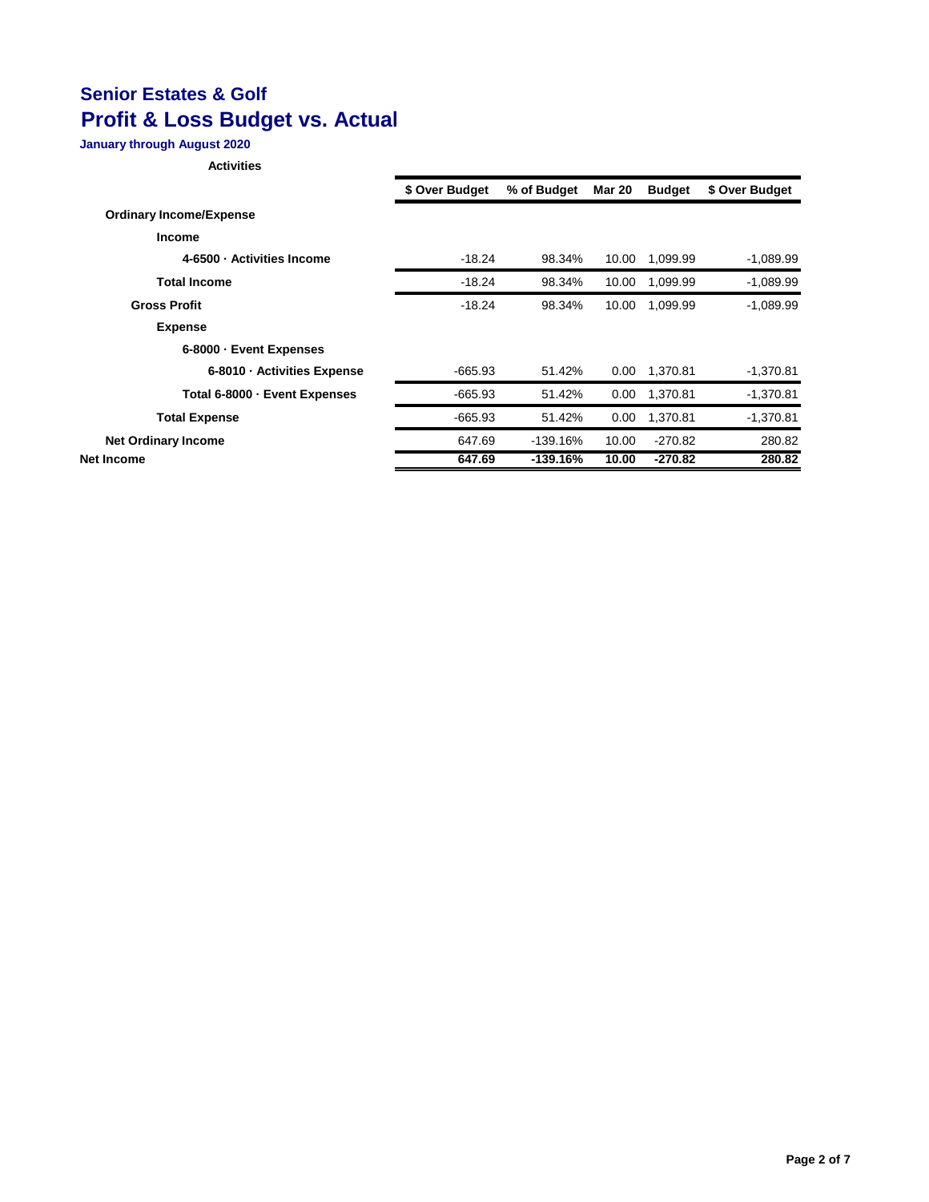## Senior Estates & Golf

# Profit & Loss Budget vs. Actual

**January through August 2020**

**Activities**

| | $ Over Budget | % of Budget | Mar 20 | Budget | $ Over Budget |
|---|---|---|---|---|---|
| **Ordinary Income/Expense** | | | | | |
| **Income** | | | | | |
| **4-6500 · Activities Income** | -18.24 | 98.34% | 10.00 | 1,099.99 | -1,089.99 |
| **Total Income** | -18.24 | 98.34% | 10.00 | 1,099.99 | -1,089.99 |
| **Gross Profit** | -18.24 | 98.34% | 10.00 | 1,099.99 | -1,089.99 |
| **Expense** | | | | | |
| **6-8000 · Event Expenses** | | | | | |
| **6-8010 · Activities Expense** | -665.93 | 51.42% | 0.00 | 1,370.81 | -1,370.81 |
| **Total 6-8000 · Event Expenses** | -665.93 | 51.42% | 0.00 | 1,370.81 | -1,370.81 |
| **Total Expense** | -665.93 | 51.42% | 0.00 | 1,370.81 | -1,370.81 |
| **Net Ordinary Income** | 647.69 | -139.16% | 10.00 | -270.82 | 280.82 |
| **Net Income** | **647.69** | **-139.16%** | **10.00** | **-270.82** | **280.82** |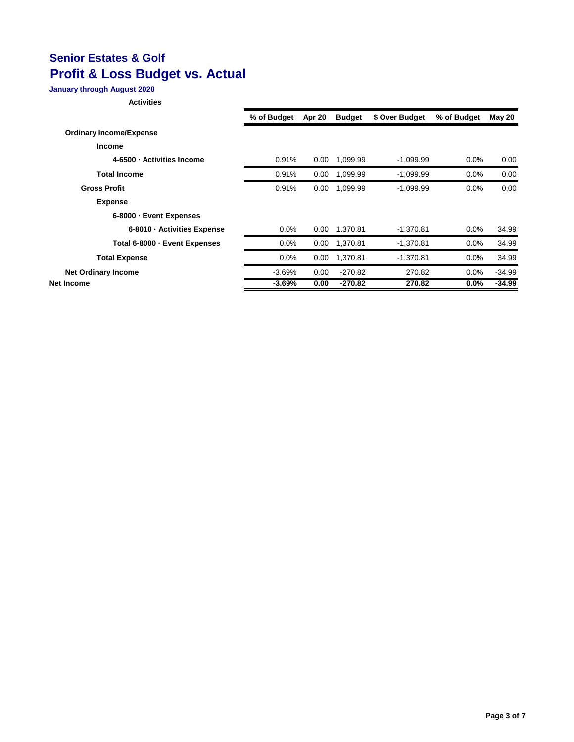## Senior Estates & Golf

# Profit & Loss Budget vs. Actual

**January through August 2020**

**Activities**

| | % of Budget | Apr 20 | Budget | $ Over Budget | % of Budget | May 20 |
|---|---|---|---|---|---|---|
| **Ordinary Income/Expense** | | | | | | |
| **Income** | | | | | | |
| **4-6500 · Activities Income** | 0.91% | 0.00 | 1,099.99 | -1,099.99 | 0.0% | 0.00 |
| **Total Income** | 0.91% | 0.00 | 1,099.99 | -1,099.99 | 0.0% | 0.00 |
| **Gross Profit** | 0.91% | 0.00 | 1,099.99 | -1,099.99 | 0.0% | 0.00 |
| **Expense** | | | | | | |
| **6-8000 · Event Expenses** | | | | | | |
| **6-8010 · Activities Expense** | 0.0% | 0.00 | 1,370.81 | -1,370.81 | 0.0% | 34.99 |
| **Total 6-8000 · Event Expenses** | 0.0% | 0.00 | 1,370.81 | -1,370.81 | 0.0% | 34.99 |
| **Total Expense** | 0.0% | 0.00 | 1,370.81 | -1,370.81 | 0.0% | 34.99 |
| **Net Ordinary Income** | -3.69% | 0.00 | -270.82 | 270.82 | 0.0% | -34.99 |
| **Net Income** | **-3.69%** | **0.00** | **-270.82** | **270.82** | **0.0%** | **-34.99** |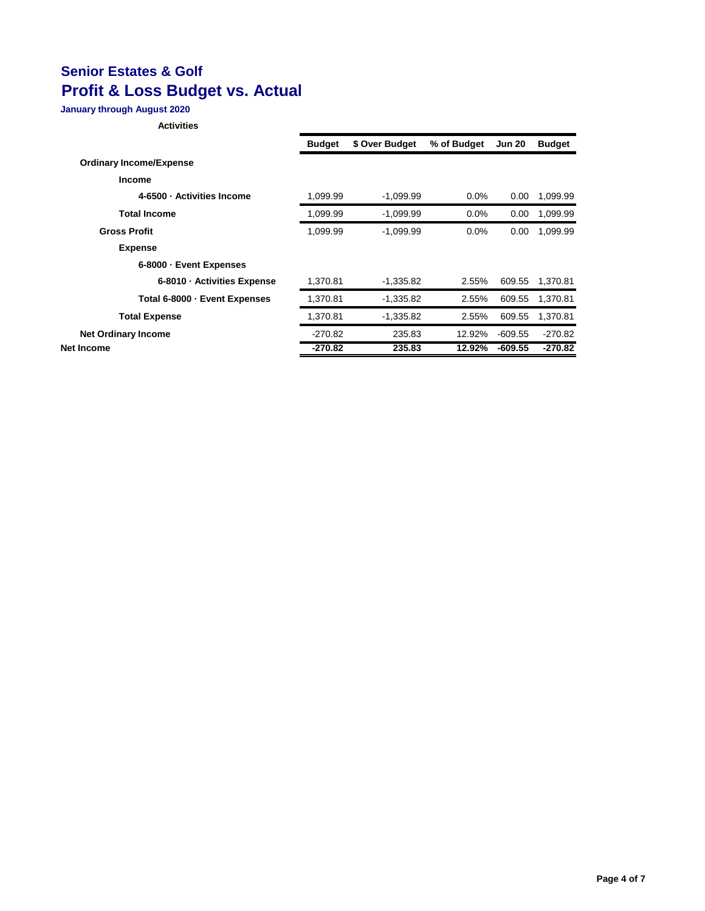# Senior Estates & Golf

## Profit & Loss Budget vs. Actual

**January through August 2020**

**Activities**

| | Budget | $ Over Budget | % of Budget | Jun 20 | Budget |
|---|---|---|---|---|---|
| **Ordinary Income/Expense** | | | | | |
| **Income** | | | | | |
| **4-6500 · Activities Income** | 1,099.99 | -1,099.99 | 0.0% | 0.00 | 1,099.99 |
| **Total Income** | 1,099.99 | -1,099.99 | 0.0% | 0.00 | 1,099.99 |
| **Gross Profit** | 1,099.99 | -1,099.99 | 0.0% | 0.00 | 1,099.99 |
| **Expense** | | | | | |
| **6-8000 · Event Expenses** | | | | | |
| **6-8010 · Activities Expense** | 1,370.81 | -1,335.82 | 2.55% | 609.55 | 1,370.81 |
| **Total 6-8000 · Event Expenses** | 1,370.81 | -1,335.82 | 2.55% | 609.55 | 1,370.81 |
| **Total Expense** | 1,370.81 | -1,335.82 | 2.55% | 609.55 | 1,370.81 |
| **Net Ordinary Income** | -270.82 | 235.83 | 12.92% | -609.55 | -270.82 |
| **Net Income** | **-270.82** | **235.83** | **12.92%** | **-609.55** | **-270.82** |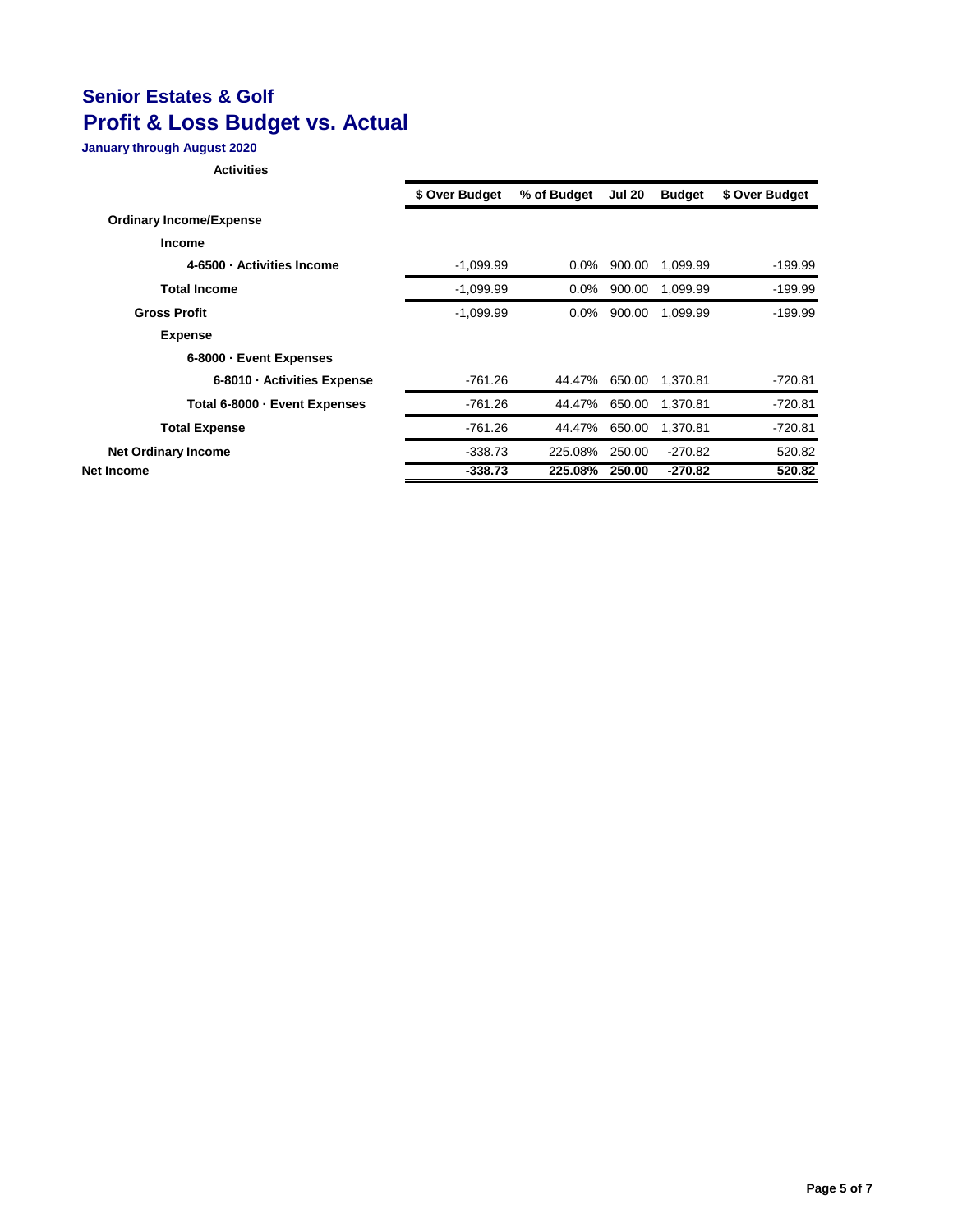## Senior Estates & Golf

# Profit & Loss Budget vs. Actual

**January through August 2020**

**Activities**

| | $ Over Budget | % of Budget | Jul 20 | Budget | $ Over Budget |
|---|---|---|---|---|---|
| **Ordinary Income/Expense** | | | | | |
| **Income** | | | | | |
| **4-6500 · Activities Income** | -1,099.99 | 0.0% | 900.00 | 1,099.99 | -199.99 |
| **Total Income** | -1,099.99 | 0.0% | 900.00 | 1,099.99 | -199.99 |
| **Gross Profit** | -1,099.99 | 0.0% | 900.00 | 1,099.99 | -199.99 |
| **Expense** | | | | | |
| **6-8000 · Event Expenses** | | | | | |
| **6-8010 · Activities Expense** | -761.26 | 44.47% | 650.00 | 1,370.81 | -720.81 |
| **Total 6-8000 · Event Expenses** | -761.26 | 44.47% | 650.00 | 1,370.81 | -720.81 |
| **Total Expense** | -761.26 | 44.47% | 650.00 | 1,370.81 | -720.81 |
| **Net Ordinary Income** | -338.73 | 225.08% | 250.00 | -270.82 | 520.82 |
| **Net Income** | **-338.73** | **225.08%** | **250.00** | **-270.82** | **520.82** |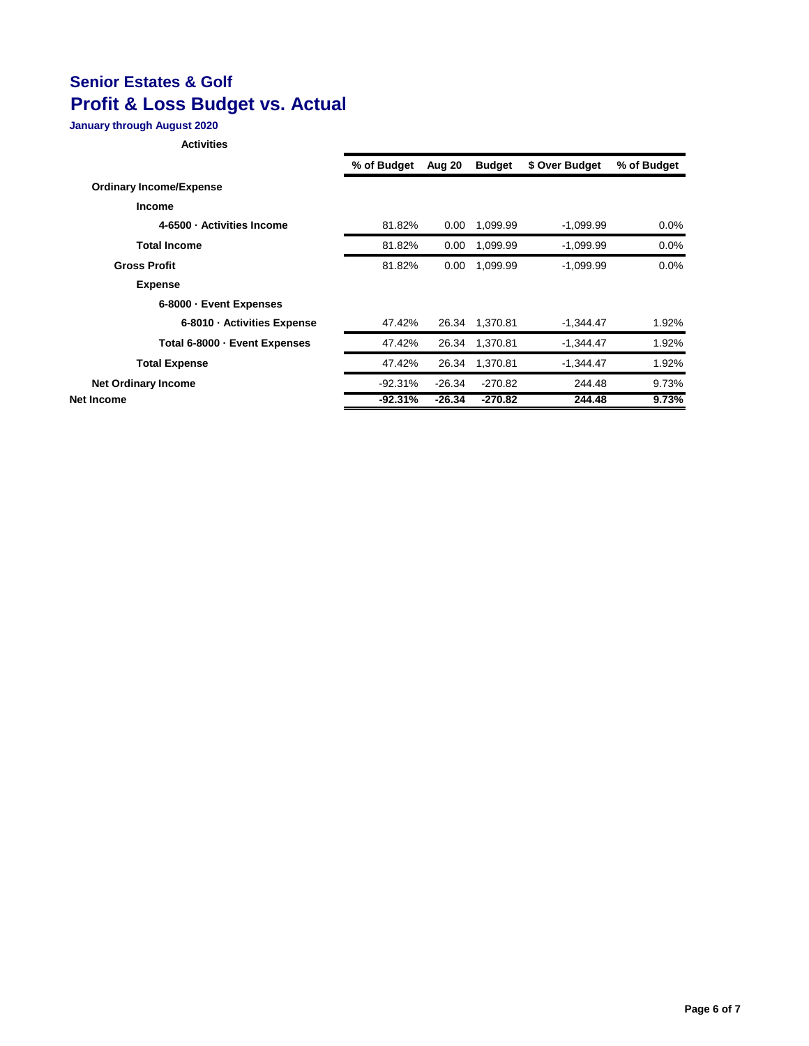# Senior Estates & Golf

## Profit & Loss Budget vs. Actual

**January through August 2020**

**Activities**

| | % of Budget | Aug 20 | Budget | $ Over Budget | % of Budget |
|---|---|---|---|---|---|
| **Ordinary Income/Expense** | | | | | |
| **Income** | | | | | |
| **4-6500 · Activities Income** | 81.82% | 0.00 | 1,099.99 | -1,099.99 | 0.0% |
| **Total Income** | 81.82% | 0.00 | 1,099.99 | -1,099.99 | 0.0% |
| **Gross Profit** | 81.82% | 0.00 | 1,099.99 | -1,099.99 | 0.0% |
| **Expense** | | | | | |
| **6-8000 · Event Expenses** | | | | | |
| **6-8010 · Activities Expense** | 47.42% | 26.34 | 1,370.81 | -1,344.47 | 1.92% |
| **Total 6-8000 · Event Expenses** | 47.42% | 26.34 | 1,370.81 | -1,344.47 | 1.92% |
| **Total Expense** | 47.42% | 26.34 | 1,370.81 | -1,344.47 | 1.92% |
| **Net Ordinary Income** | -92.31% | -26.34 | -270.82 | 244.48 | 9.73% |
| **Net Income** | **-92.31%** | **-26.34** | **-270.82** | **244.48** | **9.73%** |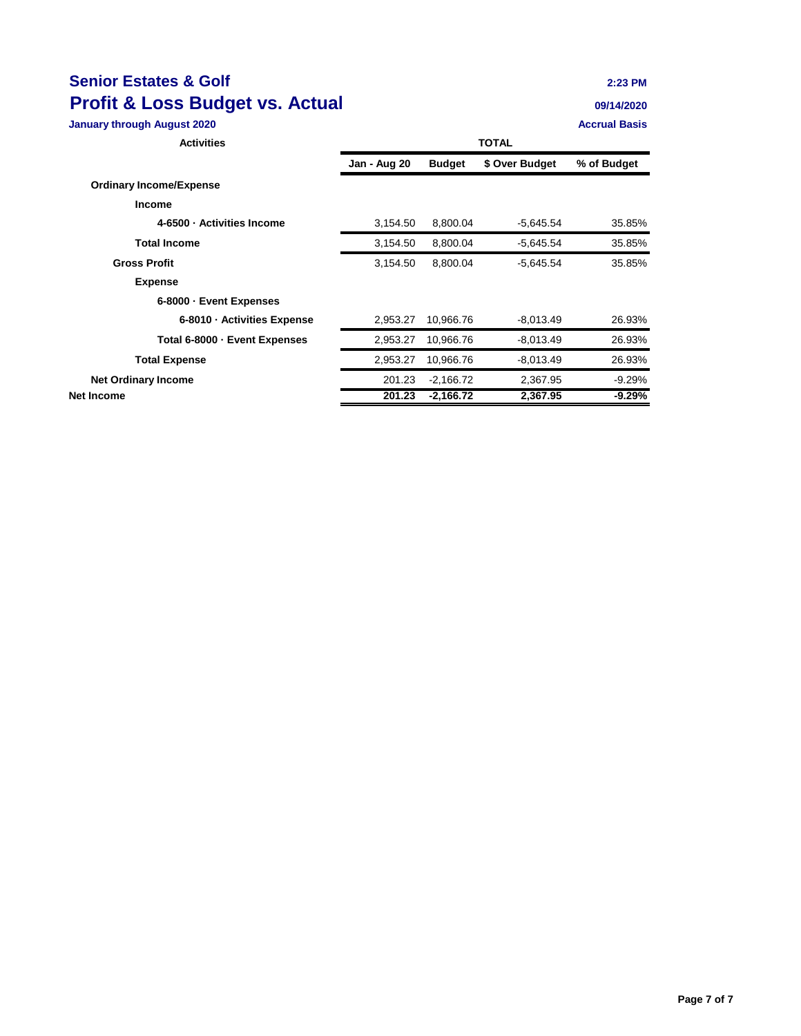# Senior Estates & Golf

## Profit & Loss Budget vs. Actual

**January through August 2020**

2:23 PM
09/14/2020
Accrual Basis

| Activities | TOTAL | | | |
|---|---|---|---|---|
| | **Jan - Aug 20** | **Budget** | **$ Over Budget** | **% of Budget** |
| **Ordinary Income/Expense** | | | | |
| **Income** | | | | |
| **4-6500 · Activities Income** | 3,154.50 | 8,800.04 | -5,645.54 | 35.85% |
| **Total Income** | 3,154.50 | 8,800.04 | -5,645.54 | 35.85% |
| **Gross Profit** | 3,154.50 | 8,800.04 | -5,645.54 | 35.85% |
| **Expense** | | | | |
| **6-8000 · Event Expenses** | | | | |
| **6-8010 · Activities Expense** | 2,953.27 | 10,966.76 | -8,013.49 | 26.93% |
| **Total 6-8000 · Event Expenses** | 2,953.27 | 10,966.76 | -8,013.49 | 26.93% |
| **Total Expense** | 2,953.27 | 10,966.76 | -8,013.49 | 26.93% |
| **Net Ordinary Income** | 201.23 | -2,166.72 | 2,367.95 | -9.29% |
| **Net Income** | **201.23** | **-2,166.72** | **2,367.95** | **-9.29%** |